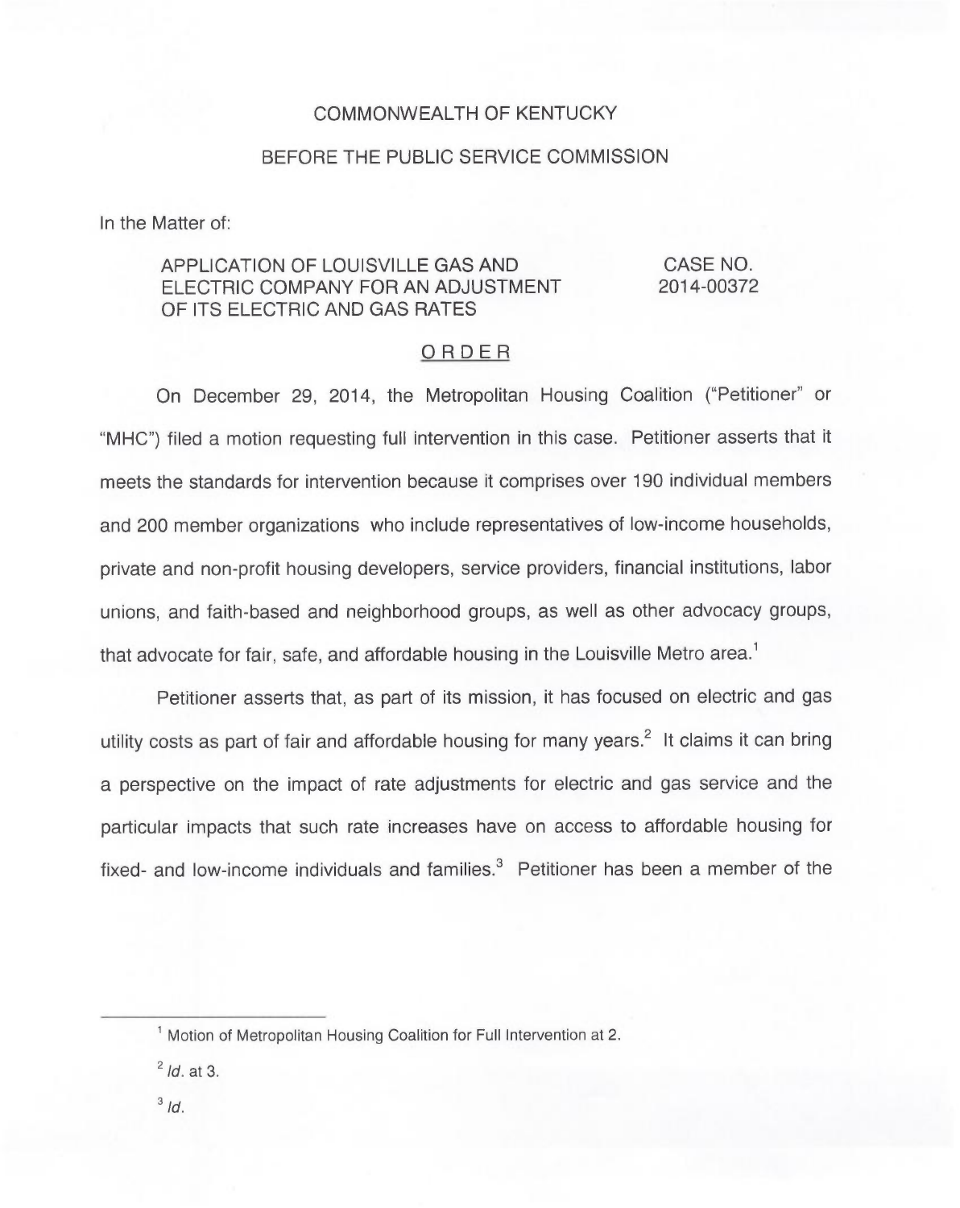COMMONWEALTH OF KENTUCKY

BEFORE THE PUBLIC SERVICE COMMISSION

In the Matter of:

APPLICATION OF LOUISVILLE GAS AND ELECTRIC COMPANY FOR AN ADJUSTMENT OF ITS ELECTRIC AND GAS RATES

CASE NO. 2014-00372

## ORDER

On December 29, 2014, the Metropolitan Housing Coalition ("Petitioner" or "MHC") filed a motion requesting full intervention in this case. Petitioner asserts that it meets the standards for intervention because it comprises over 190 individual members and 200 member organizations who include representatives of low-income households, private and non-profit housing developers, service providers, financial institutions, labor unions, and faith-based and neighborhood groups, as well as other advocacy groups, that advocate for fair, safe, and affordable housing in the Louisville Metro area.[1]

Petitioner asserts that, as part of its mission, it has focused on electric and gas utility costs as part of fair and affordable housing for many years.[2] It claims it can bring a perspective on the impact of rate adjustments for electric and gas service and the particular impacts that such rate increases have on access to affordable housing for fixed- and low-income individuals and families.[3] Petitioner has been a member of the

[1] Motion of Metropolitan Housing Coalition for Full Intervention at 2.

[2] *Id.* at 3.

[3] *Id.*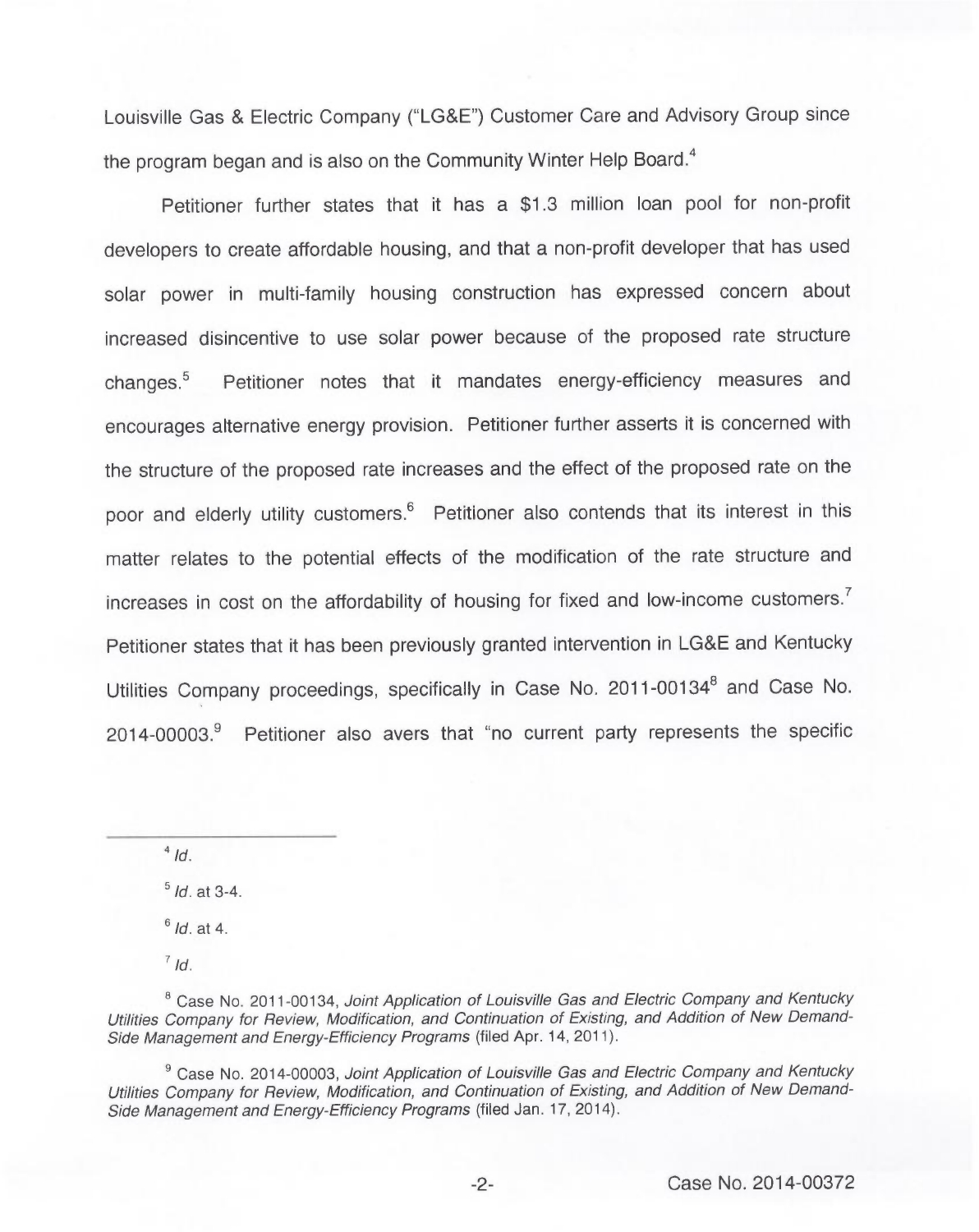Louisville Gas & Electric Company ("LG&E") Customer Care and Advisory Group since the program began and is also on the Community Winter Help Board.[4]

Petitioner further states that it has a $1.3 million loan pool for non-profit developers to create affordable housing, and that a non-profit developer that has used solar power in multi-family housing construction has expressed concern about increased disincentive to use solar power because of the proposed rate structure changes.[5] Petitioner notes that it mandates energy-efficiency measures and encourages alternative energy provision. Petitioner further asserts it is concerned with the structure of the proposed rate increases and the effect of the proposed rate on the poor and elderly utility customers.[6] Petitioner also contends that its interest in this matter relates to the potential effects of the modification of the rate structure and increases in cost on the affordability of housing for fixed and low-income customers.[7] Petitioner states that it has been previously granted intervention in LG&E and Kentucky Utilities Company proceedings, specifically in Case No. 2011-00134[8] and Case No. 2014-00003.[9] Petitioner also avers that "no current party represents the specific

---

[4] *Id.*

[5] *Id.* at 3-4.

[6] *Id.* at 4.

[7] *Id.*

[8] Case No. 2011-00134, *Joint Application of Louisville Gas and Electric Company and Kentucky Utilities Company for Review, Modification, and Continuation of Existing, and Addition of New Demand-Side Management and Energy-Efficiency Programs* (filed Apr. 14, 2011).

[9] Case No. 2014-00003, *Joint Application of Louisville Gas and Electric Company and Kentucky Utilities Company for Review, Modification, and Continuation of Existing, and Addition of New Demand-Side Management and Energy-Efficiency Programs* (filed Jan. 17, 2014).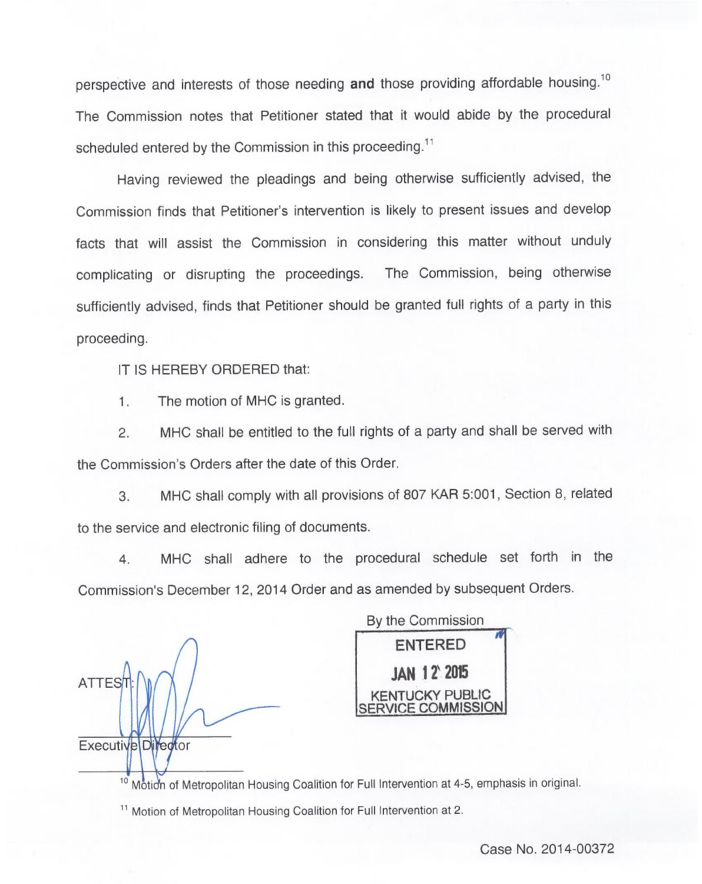perspective and interests of those needing **and** those providing affordable housing.[10] The Commission notes that Petitioner stated that it would abide by the procedural scheduled entered by the Commission in this proceeding.[11]

Having reviewed the pleadings and being otherwise sufficiently advised, the Commission finds that Petitioner's intervention is likely to present issues and develop facts that will assist the Commission in considering this matter without unduly complicating or disrupting the proceedings. The Commission, being otherwise sufficiently advised, finds that Petitioner should be granted full rights of a party in this proceeding.

IT IS HEREBY ORDERED that:

1. The motion of MHC is granted.

2. MHC shall be entitled to the full rights of a party and shall be served with the Commission's Orders after the date of this Order.

3. MHC shall comply with all provisions of 807 KAR 5:001, Section 8, related to the service and electronic filing of documents.

4. MHC shall adhere to the procedural schedule set forth in the Commission's December 12, 2014 Order and as amended by subsequent Orders.

By the Commission

ENTERED
JAN 12 2015
KENTUCKY PUBLIC SERVICE COMMISSION

ATTEST:

Executive Director

[10] Motion of Metropolitan Housing Coalition for Full Intervention at 4-5, emphasis in original.

[11] Motion of Metropolitan Housing Coalition for Full Intervention at 2.

Case No. 2014-00372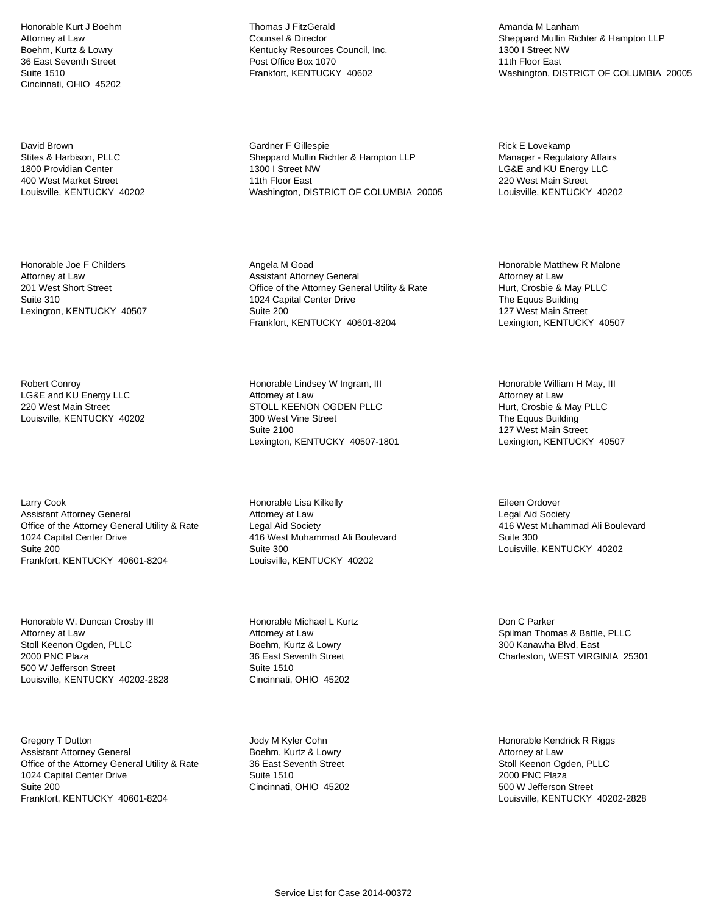Honorable Kurt J Boehm
Attorney at Law
Boehm, Kurtz & Lowry
36 East Seventh Street
Suite 1510
Cincinnati, OHIO 45202

David Brown
Stites & Harbison, PLLC
1800 Providian Center
400 West Market Street
Louisville, KENTUCKY 40202

Honorable Joe F Childers
Attorney at Law
201 West Short Street
Suite 310
Lexington, KENTUCKY 40507

Robert Conroy
LG&E and KU Energy LLC
220 West Main Street
Louisville, KENTUCKY 40202

Larry Cook
Assistant Attorney General
Office of the Attorney General Utility & Rate
1024 Capital Center Drive
Suite 200
Frankfort, KENTUCKY 40601-8204

Honorable W. Duncan Crosby III
Attorney at Law
Stoll Keenon Ogden, PLLC
2000 PNC Plaza
500 W Jefferson Street
Louisville, KENTUCKY 40202-2828

Gregory T Dutton
Assistant Attorney General
Office of the Attorney General Utility & Rate
1024 Capital Center Drive
Suite 200
Frankfort, KENTUCKY 40601-8204

Thomas J FitzGerald
Counsel & Director
Kentucky Resources Council, Inc.
Post Office Box 1070
Frankfort, KENTUCKY 40602

Gardner F Gillespie
Sheppard Mullin Richter & Hampton LLP
1300 I Street NW
11th Floor East
Washington, DISTRICT OF COLUMBIA 20005

Angela M Goad
Assistant Attorney General
Office of the Attorney General Utility & Rate
1024 Capital Center Drive
Suite 200
Frankfort, KENTUCKY 40601-8204

Honorable Lindsey W Ingram, III
Attorney at Law
STOLL KEENON OGDEN PLLC
300 West Vine Street
Suite 2100
Lexington, KENTUCKY 40507-1801

Honorable Lisa Kilkelly
Attorney at Law
Legal Aid Society
416 West Muhammad Ali Boulevard
Suite 300
Louisville, KENTUCKY 40202

Honorable Michael L Kurtz
Attorney at Law
Boehm, Kurtz & Lowry
36 East Seventh Street
Suite 1510
Cincinnati, OHIO 45202

Jody M Kyler Cohn
Boehm, Kurtz & Lowry
36 East Seventh Street
Suite 1510
Cincinnati, OHIO 45202

Amanda M Lanham
Sheppard Mullin Richter & Hampton LLP
1300 I Street NW
11th Floor East
Washington, DISTRICT OF COLUMBIA 20005

Rick E Lovekamp
Manager - Regulatory Affairs
LG&E and KU Energy LLC
220 West Main Street
Louisville, KENTUCKY 40202

Honorable Matthew R Malone
Attorney at Law
Hurt, Crosbie & May PLLC
The Equus Building
127 West Main Street
Lexington, KENTUCKY 40507

Honorable William H May, III
Attorney at Law
Hurt, Crosbie & May PLLC
The Equus Building
127 West Main Street
Lexington, KENTUCKY 40507

Eileen Ordover
Legal Aid Society
416 West Muhammad Ali Boulevard
Suite 300
Louisville, KENTUCKY 40202

Don C Parker
Spilman Thomas & Battle, PLLC
300 Kanawha Blvd, East
Charleston, WEST VIRGINIA 25301

Honorable Kendrick R Riggs
Attorney at Law
Stoll Keenon Ogden, PLLC
2000 PNC Plaza
500 W Jefferson Street
Louisville, KENTUCKY 40202-2828

Service List for Case 2014-00372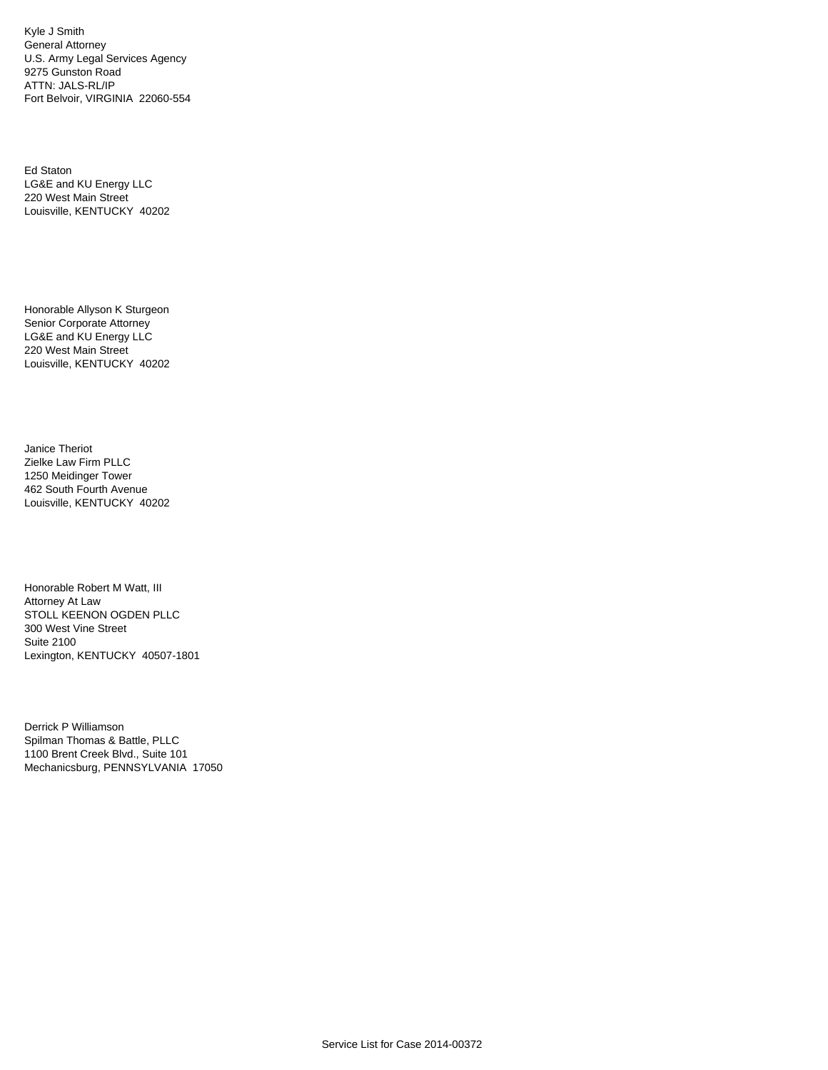Kyle J Smith
General Attorney
U.S. Army Legal Services Agency
9275 Gunston Road
ATTN: JALS-RL/IP
Fort Belvoir, VIRGINIA 22060-554

Ed Staton
LG&E and KU Energy LLC
220 West Main Street
Louisville, KENTUCKY 40202

Honorable Allyson K Sturgeon
Senior Corporate Attorney
LG&E and KU Energy LLC
220 West Main Street
Louisville, KENTUCKY 40202

Janice Theriot
Zielke Law Firm PLLC
1250 Meidinger Tower
462 South Fourth Avenue
Louisville, KENTUCKY 40202

Honorable Robert M Watt, III
Attorney At Law
STOLL KEENON OGDEN PLLC
300 West Vine Street
Suite 2100
Lexington, KENTUCKY 40507-1801

Derrick P Williamson
Spilman Thomas & Battle, PLLC
1100 Brent Creek Blvd., Suite 101
Mechanicsburg, PENNSYLVANIA 17050